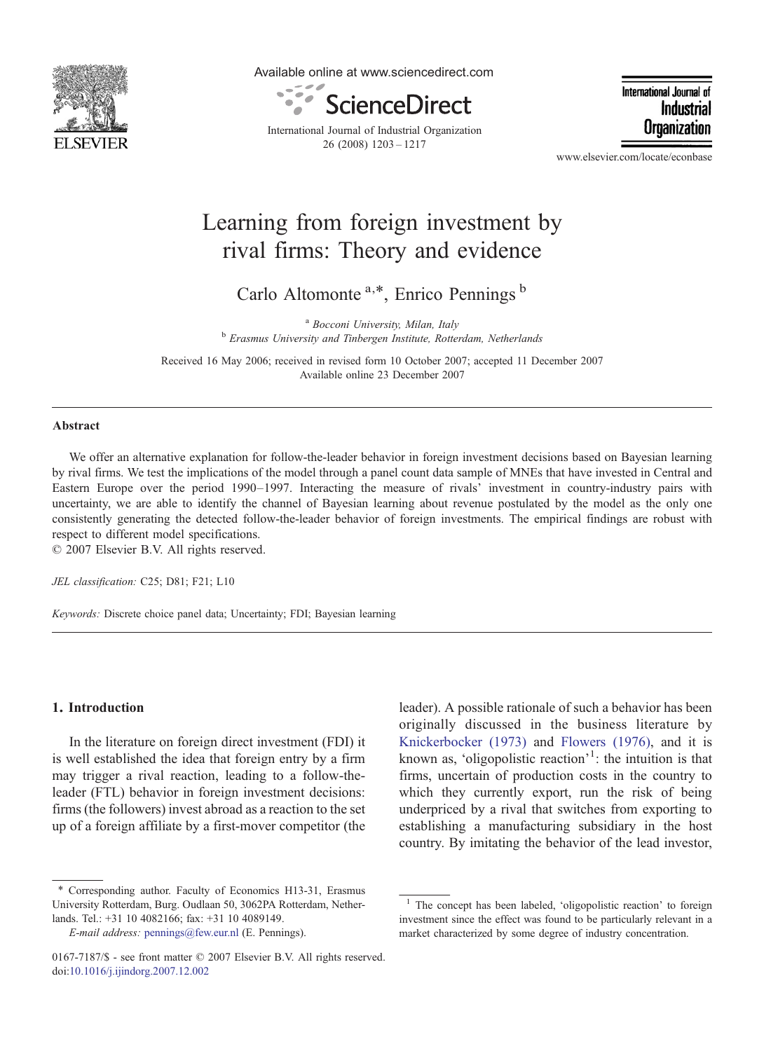# Learning from foreign investment by rival firms: Theory and evidence

Carlo Altomonte [a,*], Enrico Pennings [b]

[a] *Bocconi University, Milan, Italy*
[b] *Erasmus University and Tinbergen Institute, Rotterdam, Netherlands*

Received 16 May 2006; received in revised form 10 October 2007; accepted 11 December 2007
Available online 23 December 2007

## Abstract

We offer an alternative explanation for follow-the-leader behavior in foreign investment decisions based on Bayesian learning by rival firms. We test the implications of the model through a panel count data sample of MNEs that have invested in Central and Eastern Europe over the period 1990–1997. Interacting the measure of rivals' investment in country-industry pairs with uncertainty, we are able to identify the channel of Bayesian learning about revenue postulated by the model as the only one consistently generating the detected follow-the-leader behavior of foreign investments. The empirical findings are robust with respect to different model specifications.
© 2007 Elsevier B.V. All rights reserved.

*JEL classification:* C25; D81; F21; L10

*Keywords:* Discrete choice panel data; Uncertainty; FDI; Bayesian learning

## 1. Introduction

In the literature on foreign direct investment (FDI) it is well established the idea that foreign entry by a firm may trigger a rival reaction, leading to a follow-the-leader (FTL) behavior in foreign investment decisions: firms (the followers) invest abroad as a reaction to the set up of a foreign affiliate by a first-mover competitor (the leader). A possible rationale of such a behavior has been originally discussed in the business literature by Knickerbocker (1973) and Flowers (1976), and it is known as, 'oligopolistic reaction'[1]: the intuition is that firms, uncertain of production costs in the country to which they currently export, run the risk of being underpriced by a rival that switches from exporting to establishing a manufacturing subsidiary in the host country. By imitating the behavior of the lead investor,

---

\* Corresponding author. Faculty of Economics H13-31, Erasmus University Rotterdam, Burg. Oudlaan 50, 3062PA Rotterdam, Netherlands. Tel.: +31 10 4082166; fax: +31 10 4089149.
*E-mail address:* pennings@few.eur.nl (E. Pennings).

[1] The concept has been labeled, 'oligopolistic reaction' to foreign investment since the effect was found to be particularly relevant in a market characterized by some degree of industry concentration.

0167-7187/$ - see front matter © 2007 Elsevier B.V. All rights reserved.
doi:10.1016/j.ijindorg.2007.12.002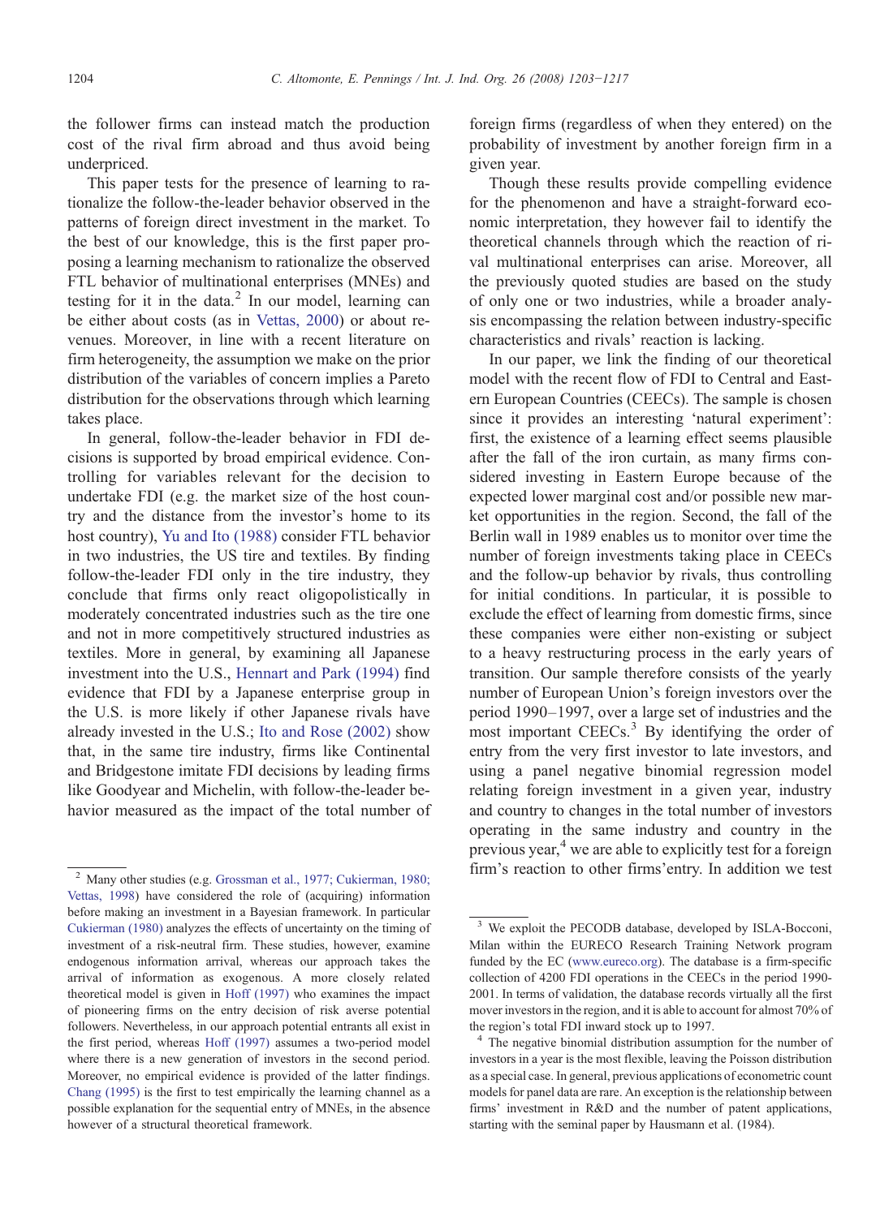the follower firms can instead match the production cost of the rival firm abroad and thus avoid being underpriced.

This paper tests for the presence of learning to rationalize the follow-the-leader behavior observed in the patterns of foreign direct investment in the market. To the best of our knowledge, this is the first paper proposing a learning mechanism to rationalize the observed FTL behavior of multinational enterprises (MNEs) and testing for it in the data.[2] In our model, learning can be either about costs (as in Vettas, 2000) or about revenues. Moreover, in line with a recent literature on firm heterogeneity, the assumption we make on the prior distribution of the variables of concern implies a Pareto distribution for the observations through which learning takes place.

In general, follow-the-leader behavior in FDI decisions is supported by broad empirical evidence. Controlling for variables relevant for the decision to undertake FDI (e.g. the market size of the host country and the distance from the investor's home to its host country), Yu and Ito (1988) consider FTL behavior in two industries, the US tire and textiles. By finding follow-the-leader FDI only in the tire industry, they conclude that firms only react oligopolistically in moderately concentrated industries such as the tire one and not in more competitively structured industries as textiles. More in general, by examining all Japanese investment into the U.S., Hennart and Park (1994) find evidence that FDI by a Japanese enterprise group in the U.S. is more likely if other Japanese rivals have already invested in the U.S.; Ito and Rose (2002) show that, in the same tire industry, firms like Continental and Bridgestone imitate FDI decisions by leading firms like Goodyear and Michelin, with follow-the-leader behavior measured as the impact of the total number of foreign firms (regardless of when they entered) on the probability of investment by another foreign firm in a given year.

Though these results provide compelling evidence for the phenomenon and have a straight-forward economic interpretation, they however fail to identify the theoretical channels through which the reaction of rival multinational enterprises can arise. Moreover, all the previously quoted studies are based on the study of only one or two industries, while a broader analysis encompassing the relation between industry-specific characteristics and rivals' reaction is lacking.

In our paper, we link the finding of our theoretical model with the recent flow of FDI to Central and Eastern European Countries (CEECs). The sample is chosen since it provides an interesting 'natural experiment': first, the existence of a learning effect seems plausible after the fall of the iron curtain, as many firms considered investing in Eastern Europe because of the expected lower marginal cost and/or possible new market opportunities in the region. Second, the fall of the Berlin wall in 1989 enables us to monitor over time the number of foreign investments taking place in CEECs and the follow-up behavior by rivals, thus controlling for initial conditions. In particular, it is possible to exclude the effect of learning from domestic firms, since these companies were either non-existing or subject to a heavy restructuring process in the early years of transition. Our sample therefore consists of the yearly number of European Union's foreign investors over the period 1990–1997, over a large set of industries and the most important CEECs.[3] By identifying the order of entry from the very first investor to late investors, and using a panel negative binomial regression model relating foreign investment in a given year, industry and country to changes in the total number of investors operating in the same industry and country in the previous year,[4] we are able to explicitly test for a foreign firm's reaction to other firms'entry. In addition we test

---

[2] Many other studies (e.g. Grossman et al., 1977; Cukierman, 1980; Vettas, 1998) have considered the role of (acquiring) information before making an investment in a Bayesian framework. In particular Cukierman (1980) analyzes the effects of uncertainty on the timing of investment of a risk-neutral firm. These studies, however, examine endogenous information arrival, whereas our approach takes the arrival of information as exogenous. A more closely related theoretical model is given in Hoff (1997) who examines the impact of pioneering firms on the entry decision of risk averse potential followers. Nevertheless, in our approach potential entrants all exist in the first period, whereas Hoff (1997) assumes a two-period model where there is a new generation of investors in the second period. Moreover, no empirical evidence is provided of the latter findings. Chang (1995) is the first to test empirically the learning channel as a possible explanation for the sequential entry of MNEs, in the absence however of a structural theoretical framework.

[3] We exploit the PECODB database, developed by ISLA-Bocconi, Milan within the EURECO Research Training Network program funded by the EC (www.eureco.org). The database is a firm-specific collection of 4200 FDI operations in the CEECs in the period 1990-2001. In terms of validation, the database records virtually all the first mover investors in the region, and it is able to account for almost 70% of the region's total FDI inward stock up to 1997.

[4] The negative binomial distribution assumption for the number of investors in a year is the most flexible, leaving the Poisson distribution as a special case. In general, previous applications of econometric count models for panel data are rare. An exception is the relationship between firms' investment in R&D and the number of patent applications, starting with the seminal paper by Hausmann et al. (1984).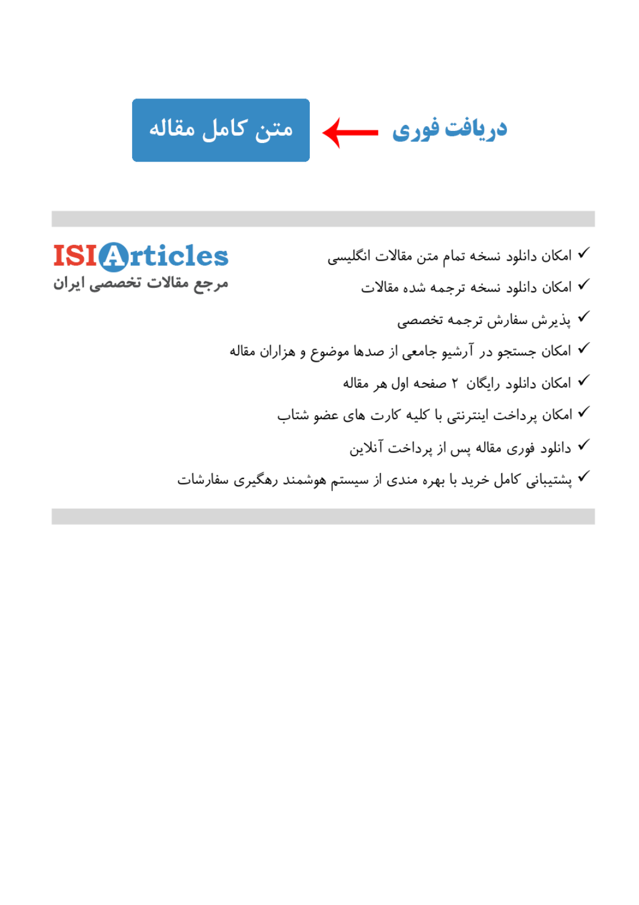دریافت فوری ← متن کامل مقاله

**ISIArticles**
مرجع مقالات تخصصی ایران

- ✓ امکان دانلود نسخه تمام متن مقالات انگلیسی
- ✓ امکان دانلود نسخه ترجمه شده مقالات
- ✓ پذیرش سفارش ترجمه تخصصی
- ✓ امکان جستجو در آرشیو جامعی از صدها موضوع و هزاران مقاله
- ✓ امکان دانلود رایگان ۲ صفحه اول هر مقاله
- ✓ امکان پرداخت اینترنتی با کلیه کارت های عضو شتاب
- ✓ دانلود فوری مقاله پس از پرداخت آنلاین
- ✓ پشتیبانی کامل خرید با بهره مندی از سیستم هوشمند رهگیری سفارشات